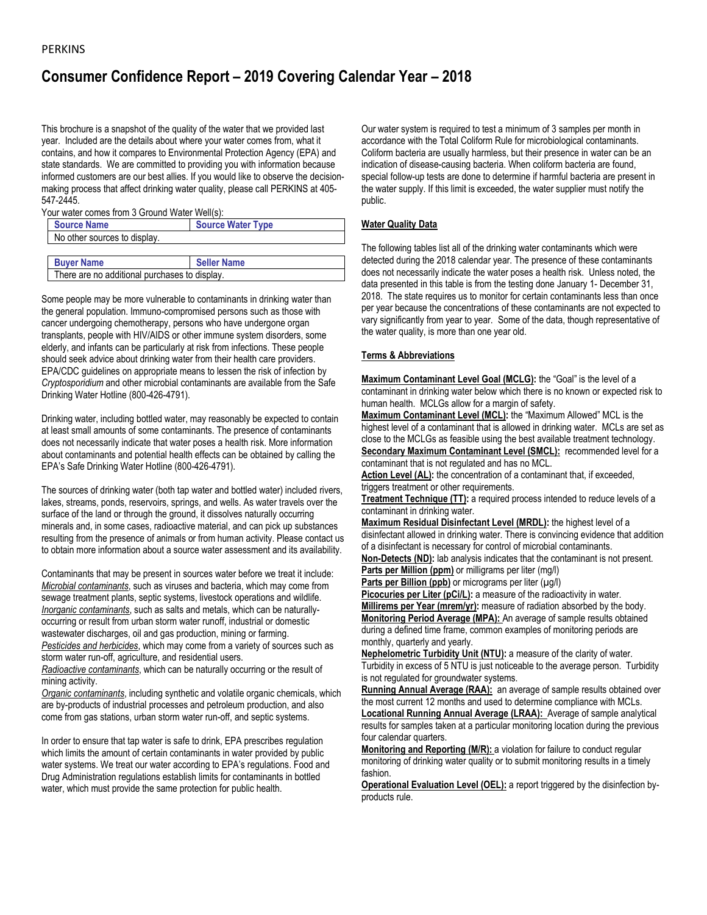PERKINS

# Consumer Confidence Report – 2019 Covering Calendar Year – 2018

This brochure is a snapshot of the quality of the water that we provided last year. Included are the details about where your water comes from, what it contains, and how it compares to Environmental Protection Agency (EPA) and state standards. We are committed to providing you with information because informed customers are our best allies. If you would like to observe the decision-making process that affect drinking water quality, please call PERKINS at 405-547-2445.

Your water comes from 3 Ground Water Well(s):

| Source Name | Source Water Type |
|---|---|
| No other sources to display. | |

| Buyer Name | Seller Name |
|---|---|
| There are no additional purchases to display. | |

Some people may be more vulnerable to contaminants in drinking water than the general population. Immuno-compromised persons such as those with cancer undergoing chemotherapy, persons who have undergone organ transplants, people with HIV/AIDS or other immune system disorders, some elderly, and infants can be particularly at risk from infections. These people should seek advice about drinking water from their health care providers. EPA/CDC guidelines on appropriate means to lessen the risk of infection by *Cryptosporidium* and other microbial contaminants are available from the Safe Drinking Water Hotline (800-426-4791).

Drinking water, including bottled water, may reasonably be expected to contain at least small amounts of some contaminants. The presence of contaminants does not necessarily indicate that water poses a health risk. More information about contaminants and potential health effects can be obtained by calling the EPA's Safe Drinking Water Hotline (800-426-4791).

The sources of drinking water (both tap water and bottled water) included rivers, lakes, streams, ponds, reservoirs, springs, and wells. As water travels over the surface of the land or through the ground, it dissolves naturally occurring minerals and, in some cases, radioactive material, and can pick up substances resulting from the presence of animals or from human activity. Please contact us to obtain more information about a source water assessment and its availability.

Contaminants that may be present in sources water before we treat it include:
*Microbial contaminants*, such as viruses and bacteria, which may come from sewage treatment plants, septic systems, livestock operations and wildlife.
*Inorganic contaminants*, such as salts and metals, which can be naturally-occurring or result from urban storm water runoff, industrial or domestic wastewater discharges, oil and gas production, mining or farming.
*Pesticides and herbicides*, which may come from a variety of sources such as storm water run-off, agriculture, and residential users.
*Radioactive contaminants*, which can be naturally occurring or the result of mining activity.
*Organic contaminants*, including synthetic and volatile organic chemicals, which are by-products of industrial processes and petroleum production, and also come from gas stations, urban storm water run-off, and septic systems.

In order to ensure that tap water is safe to drink, EPA prescribes regulation which limits the amount of certain contaminants in water provided by public water systems. We treat our water according to EPA's regulations. Food and Drug Administration regulations establish limits for contaminants in bottled water, which must provide the same protection for public health.

Our water system is required to test a minimum of 3 samples per month in accordance with the Total Coliform Rule for microbiological contaminants. Coliform bacteria are usually harmless, but their presence in water can be an indication of disease-causing bacteria. When coliform bacteria are found, special follow-up tests are done to determine if harmful bacteria are present in the water supply. If this limit is exceeded, the water supplier must notify the public.

**Water Quality Data**

The following tables list all of the drinking water contaminants which were detected during the 2018 calendar year. The presence of these contaminants does not necessarily indicate the water poses a health risk. Unless noted, the data presented in this table is from the testing done January 1- December 31, 2018. The state requires us to monitor for certain contaminants less than once per year because the concentrations of these contaminants are not expected to vary significantly from year to year. Some of the data, though representative of the water quality, is more than one year old.

**Terms & Abbreviations**

**Maximum Contaminant Level Goal (MCLG):** the "Goal" is the level of a contaminant in drinking water below which there is no known or expected risk to human health. MCLGs allow for a margin of safety.
**Maximum Contaminant Level (MCL):** the "Maximum Allowed" MCL is the highest level of a contaminant that is allowed in drinking water. MCLs are set as close to the MCLGs as feasible using the best available treatment technology.
**Secondary Maximum Contaminant Level (SMCL):** recommended level for a contaminant that is not regulated and has no MCL.
**Action Level (AL):** the concentration of a contaminant that, if exceeded, triggers treatment or other requirements.
**Treatment Technique (TT):** a required process intended to reduce levels of a contaminant in drinking water.
**Maximum Residual Disinfectant Level (MRDL):** the highest level of a disinfectant allowed in drinking water. There is convincing evidence that addition of a disinfectant is necessary for control of microbial contaminants.
**Non-Detects (ND):** lab analysis indicates that the contaminant is not present.
**Parts per Million (ppm)** or milligrams per liter (mg/l)
**Parts per Billion (ppb)** or micrograms per liter (µg/l)
**Picocuries per Liter (pCi/L):** a measure of the radioactivity in water.
**Millirems per Year (mrem/yr):** measure of radiation absorbed by the body.
**Monitoring Period Average (MPA):** An average of sample results obtained during a defined time frame, common examples of monitoring periods are monthly, quarterly and yearly.
**Nephelometric Turbidity Unit (NTU):** a measure of the clarity of water. Turbidity in excess of 5 NTU is just noticeable to the average person. Turbidity is not regulated for groundwater systems.
**Running Annual Average (RAA):** an average of sample results obtained over the most current 12 months and used to determine compliance with MCLs.
**Locational Running Annual Average (LRAA):** Average of sample analytical results for samples taken at a particular monitoring location during the previous four calendar quarters.
**Monitoring and Reporting (M/R):** a violation for failure to conduct regular monitoring of drinking water quality or to submit monitoring results in a timely fashion.
**Operational Evaluation Level (OEL):** a report triggered by the disinfection by-products rule.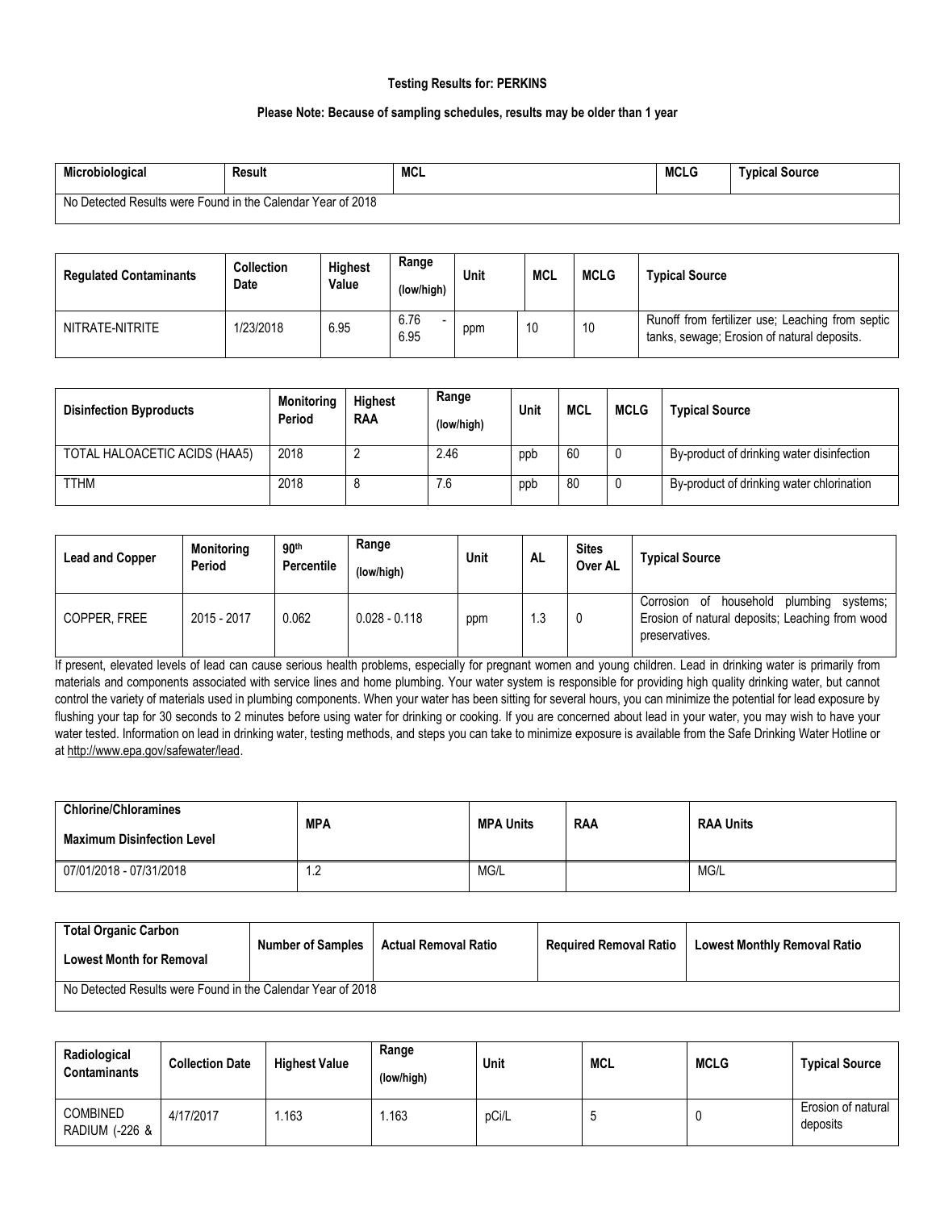**Testing Results for: PERKINS**

**Please Note: Because of sampling schedules, results may be older than 1 year**

| Microbiological | Result | MCL | MCLG | Typical Source |
|---|---|---|---|---|
| No Detected Results were Found in the Calendar Year of 2018 | | | | |

| Regulated Contaminants | Collection Date | Highest Value | Range (low/high) | Unit | MCL | MCLG | Typical Source |
|---|---|---|---|---|---|---|---|
| NITRATE-NITRITE | 1/23/2018 | 6.95 | 6.76 - 6.95 | ppm | 10 | 10 | Runoff from fertilizer use; Leaching from septic tanks, sewage; Erosion of natural deposits. |

| Disinfection Byproducts | Monitoring Period | Highest RAA | Range (low/high) | Unit | MCL | MCLG | Typical Source |
|---|---|---|---|---|---|---|---|
| TOTAL HALOACETIC ACIDS (HAA5) | 2018 | 2 | 2.46 | ppb | 60 | 0 | By-product of drinking water disinfection |
| TTHM | 2018 | 8 | 7.6 | ppb | 80 | 0 | By-product of drinking water chlorination |

| Lead and Copper | Monitoring Period | 90th Percentile | Range (low/high) | Unit | AL | Sites Over AL | Typical Source |
|---|---|---|---|---|---|---|---|
| COPPER, FREE | 2015 - 2017 | 0.062 | 0.028 - 0.118 | ppm | 1.3 | 0 | Corrosion of household plumbing systems; Erosion of natural deposits; Leaching from wood preservatives. |

If present, elevated levels of lead can cause serious health problems, especially for pregnant women and young children. Lead in drinking water is primarily from materials and components associated with service lines and home plumbing. Your water system is responsible for providing high quality drinking water, but cannot control the variety of materials used in plumbing components. When your water has been sitting for several hours, you can minimize the potential for lead exposure by flushing your tap for 30 seconds to 2 minutes before using water for drinking or cooking. If you are concerned about lead in your water, you may wish to have your water tested. Information on lead in drinking water, testing methods, and steps you can take to minimize exposure is available from the Safe Drinking Water Hotline or at http://www.epa.gov/safewater/lead.

| Chlorine/Chloramines Maximum Disinfection Level | MPA | MPA Units | RAA | RAA Units |
|---|---|---|---|---|
| 07/01/2018 - 07/31/2018 | 1.2 | MG/L | | MG/L |

| Total Organic Carbon Lowest Month for Removal | Number of Samples | Actual Removal Ratio | Required Removal Ratio | Lowest Monthly Removal Ratio |
|---|---|---|---|---|
| No Detected Results were Found in the Calendar Year of 2018 | | | | |

| Radiological Contaminants | Collection Date | Highest Value | Range (low/high) | Unit | MCL | MCLG | Typical Source |
|---|---|---|---|---|---|---|---|
| COMBINED RADIUM (-226 & | 4/17/2017 | 1.163 | 1.163 | pCi/L | 5 | 0 | Erosion of natural deposits |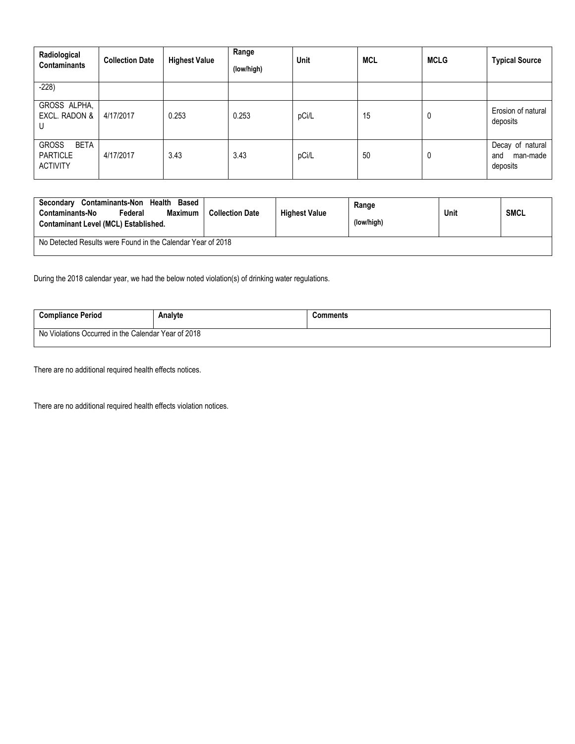| Radiological Contaminants | Collection Date | Highest Value | Range (low/high) | Unit | MCL | MCLG | Typical Source |
|---|---|---|---|---|---|---|---|
| -228) | | | | | | | |
| GROSS ALPHA, EXCL. RADON & U | 4/17/2017 | 0.253 | 0.253 | pCi/L | 15 | 0 | Erosion of natural deposits |
| GROSS BETA PARTICLE ACTIVITY | 4/17/2017 | 3.43 | 3.43 | pCi/L | 50 | 0 | Decay of natural and man-made deposits |

| Secondary Contaminants-Non Health Based Contaminants-No Federal Maximum Contaminant Level (MCL) Established. | Collection Date | Highest Value | Range (low/high) | Unit | SMCL |
|---|---|---|---|---|---|
| No Detected Results were Found in the Calendar Year of 2018 | | | | | |

During the 2018 calendar year, we had the below noted violation(s) of drinking water regulations.

| Compliance Period | Analyte | Comments |
|---|---|---|
| No Violations Occurred in the Calendar Year of 2018 | | |

There are no additional required health effects notices.

There are no additional required health effects violation notices.